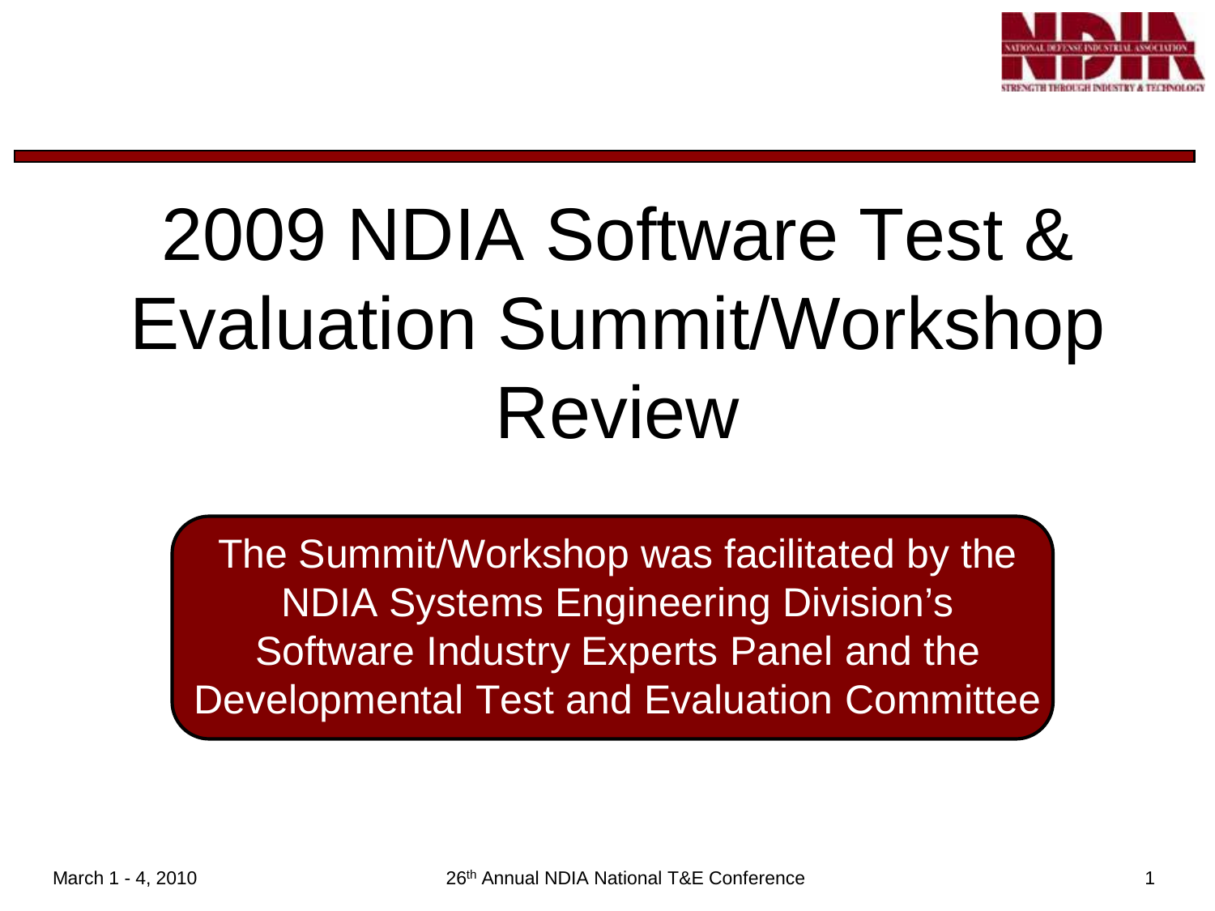# 2009 NDIA Software Test & Evaluation Summit/Workshop Review

The Summit/Workshop was facilitated by the NDIA Systems Engineering Division's Software Industry Experts Panel and the Developmental Test and Evaluation Committee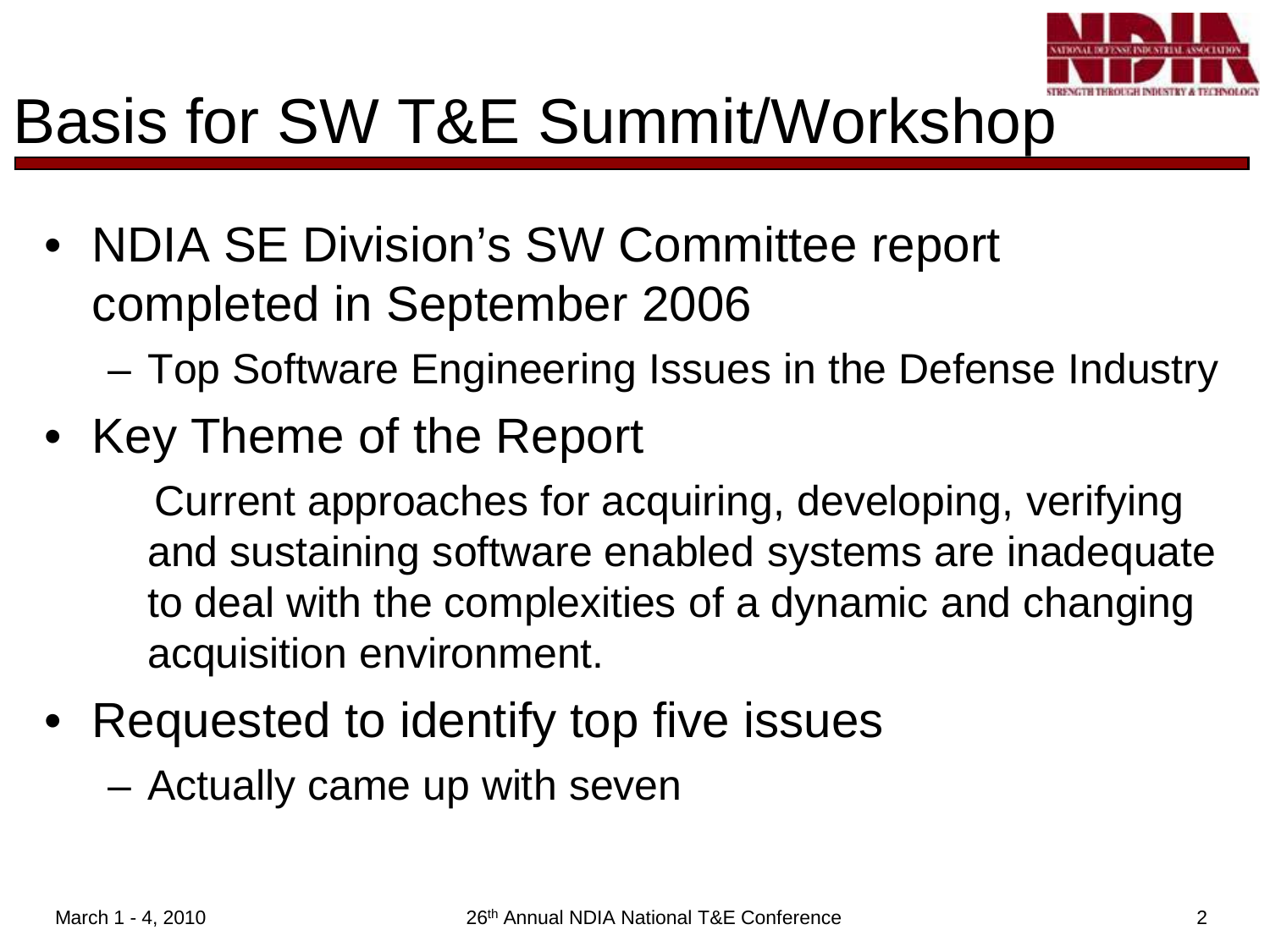# Basis for SW T&E Summit/Workshop

- NDIA SE Division's SW Committee report completed in September 2006
  - Top Software Engineering Issues in the Defense Industry
- Key Theme of the Report

  Current approaches for acquiring, developing, verifying and sustaining software enabled systems are inadequate to deal with the complexities of a dynamic and changing acquisition environment.

- Requested to identify top five issues
  - Actually came up with seven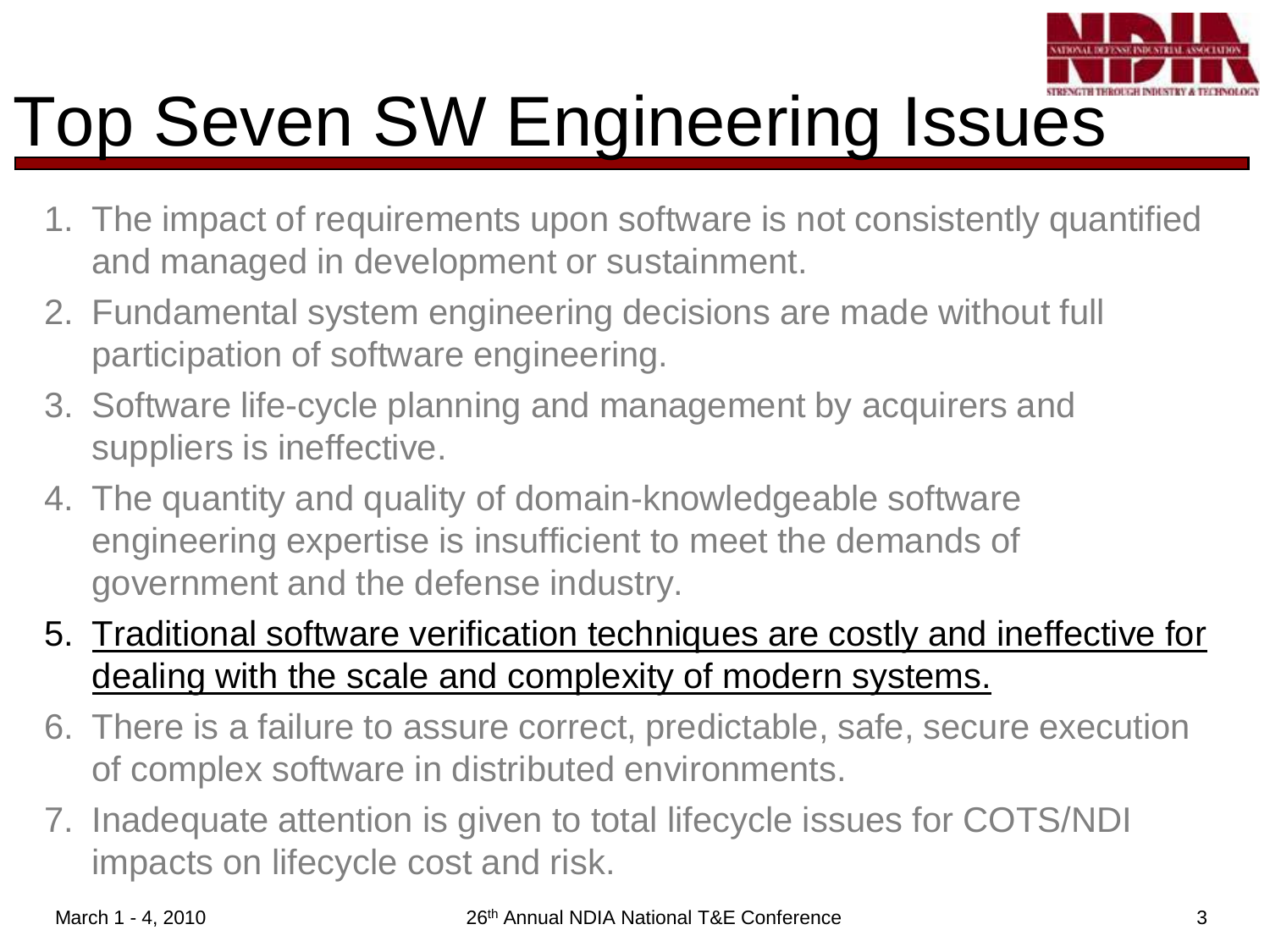# Top Seven SW Engineering Issues

1. The impact of requirements upon software is not consistently quantified and managed in development or sustainment.
2. Fundamental system engineering decisions are made without full participation of software engineering.
3. Software life-cycle planning and management by acquirers and suppliers is ineffective.
4. The quantity and quality of domain-knowledgeable software engineering expertise is insufficient to meet the demands of government and the defense industry.
5. <u>Traditional software verification techniques are costly and ineffective for dealing with the scale and complexity of modern systems.</u>
6. There is a failure to assure correct, predictable, safe, secure execution of complex software in distributed environments.
7. Inadequate attention is given to total lifecycle issues for COTS/NDI impacts on lifecycle cost and risk.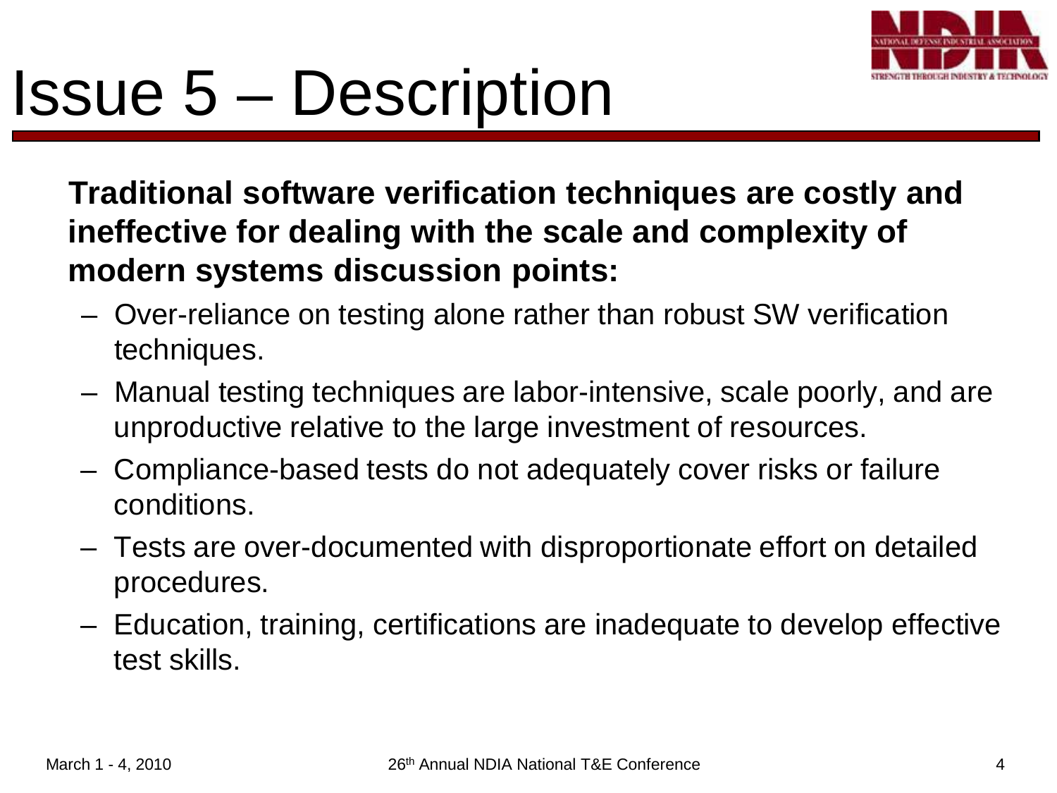# Issue 5 – Description

**Traditional software verification techniques are costly and ineffective for dealing with the scale and complexity of modern systems discussion points:**

- Over-reliance on testing alone rather than robust SW verification techniques.
- Manual testing techniques are labor-intensive, scale poorly, and are unproductive relative to the large investment of resources.
- Compliance-based tests do not adequately cover risks or failure conditions.
- Tests are over-documented with disproportionate effort on detailed procedures.
- Education, training, certifications are inadequate to develop effective test skills.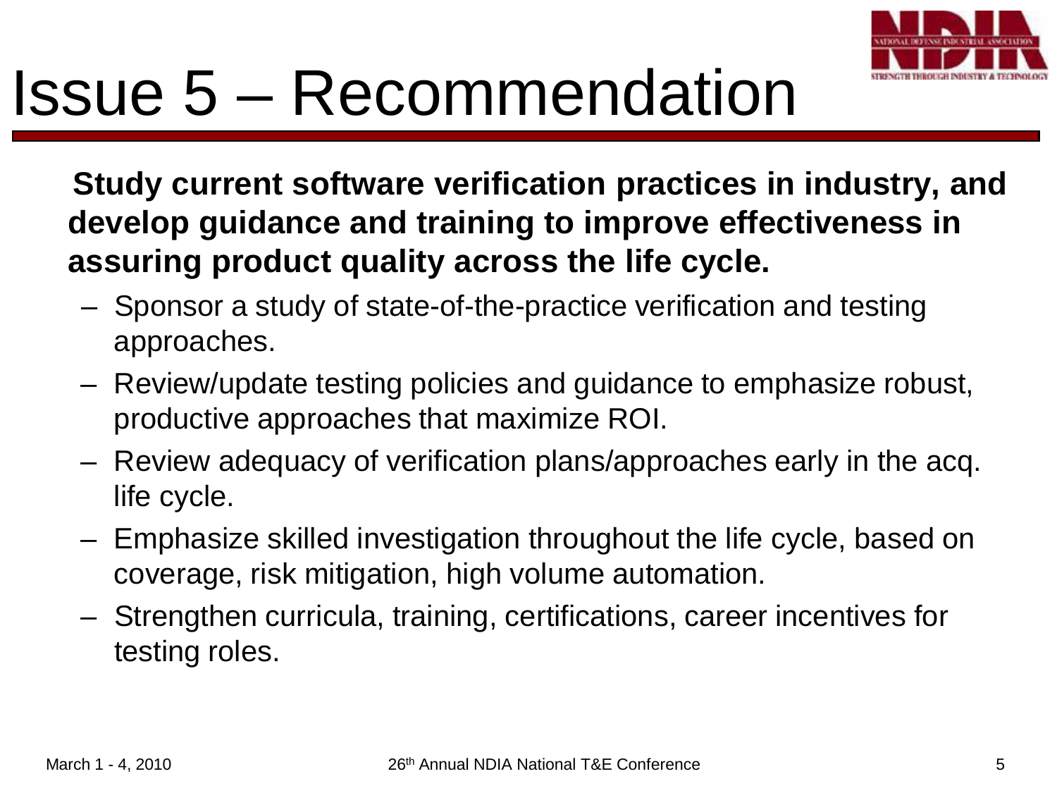# Issue 5 – Recommendation

**Study current software verification practices in industry, and develop guidance and training to improve effectiveness in assuring product quality across the life cycle.**

- Sponsor a study of state-of-the-practice verification and testing approaches.
- Review/update testing policies and guidance to emphasize robust, productive approaches that maximize ROI.
- Review adequacy of verification plans/approaches early in the acq. life cycle.
- Emphasize skilled investigation throughout the life cycle, based on coverage, risk mitigation, high volume automation.
- Strengthen curricula, training, certifications, career incentives for testing roles.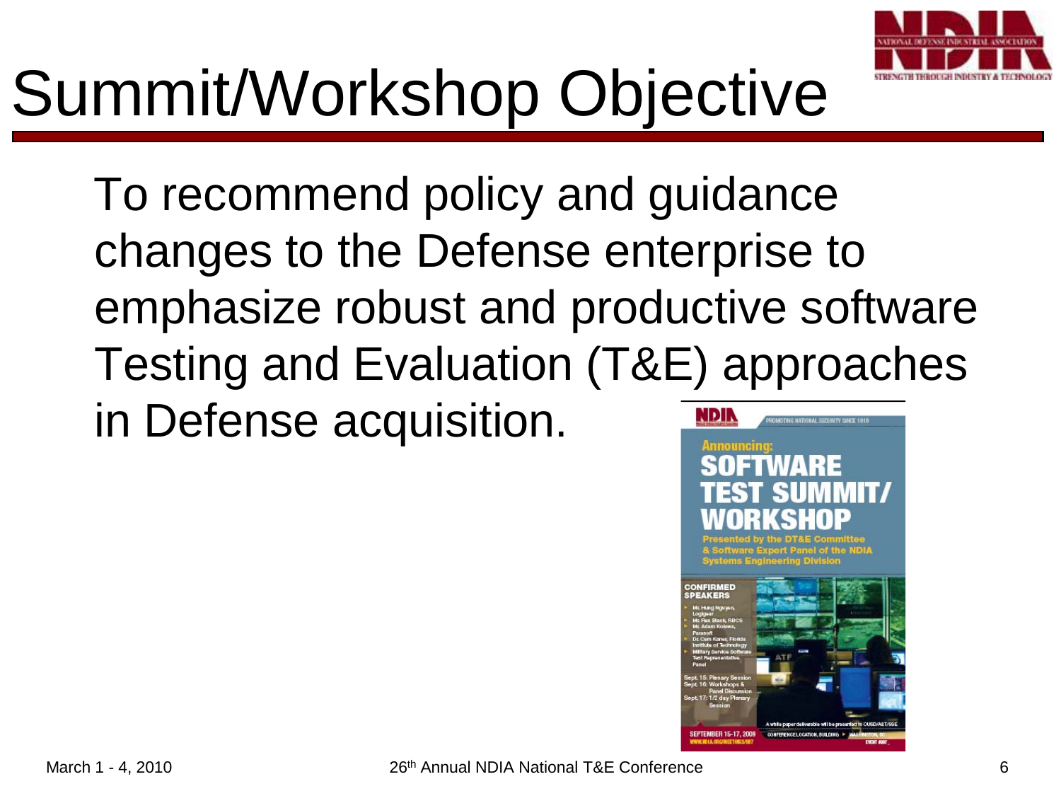# Summit/Workshop Objective

To recommend policy and guidance changes to the Defense enterprise to emphasize robust and productive software Testing and Evaluation (T&E) approaches in Defense acquisition.

NDIA

PROMOTING NATIONAL SECURITY SINCE 1919

Announcing:

**SOFTWARE TEST SUMMIT/ WORKSHOP**

Presented by the DT&E Committee & Software Expert Panel of the NDIA Systems Engineering Division

**CONFIRMED SPEAKERS**

- Mr. Hung Nguyen, Logigear
- Mr. Rex Black, RBCS
- Mr. Adam Kolawa, Parasoft
- Dr. Cem Kaner, Florida Institute of Technology
- Military Service Software Test Representative Panel

Sept. 15: Plenary Session
Sept. 16: Workshops & Panel Discussion
Sept. 17: 1/2 day Plenary Session

A white paper deliverable will be presented to OUSD/AT&T/SSE

SEPTEMBER 15-17, 2009
WWW.NDIA.ORG/MEETINGS/9787

CONFERENCE LOCATION, BUILDING ▶ WASHINGTON, DC
EVENT #987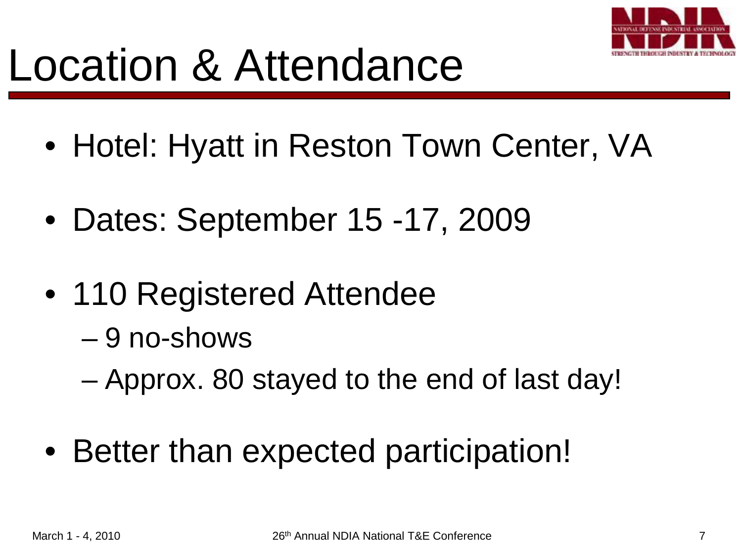# Location & Attendance

- Hotel: Hyatt in Reston Town Center, VA
- Dates: September 15 -17, 2009
- 110 Registered Attendee
  - 9 no-shows
  - Approx. 80 stayed to the end of last day!
- Better than expected participation!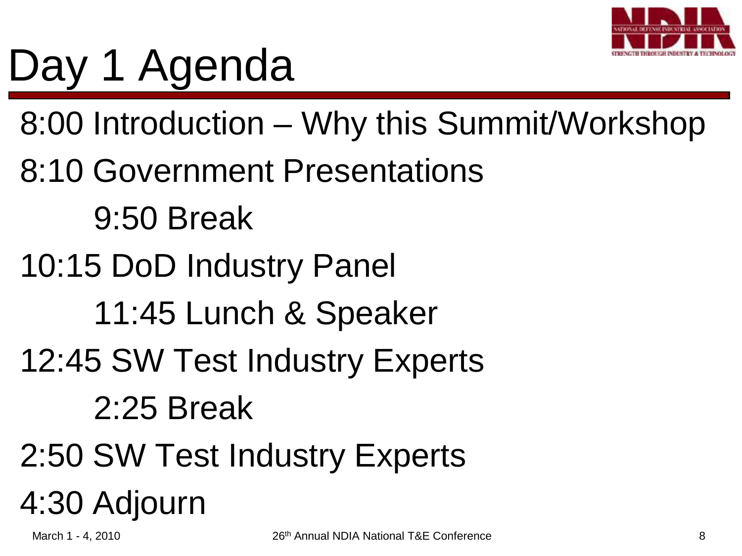# Day 1 Agenda

- 8:00 Introduction – Why this Summit/Workshop
- 8:10 Government Presentations
  - 9:50 Break
- 10:15 DoD Industry Panel
  - 11:45 Lunch & Speaker
- 12:45 SW Test Industry Experts
  - 2:25 Break
- 2:50 SW Test Industry Experts
- 4:30 Adjourn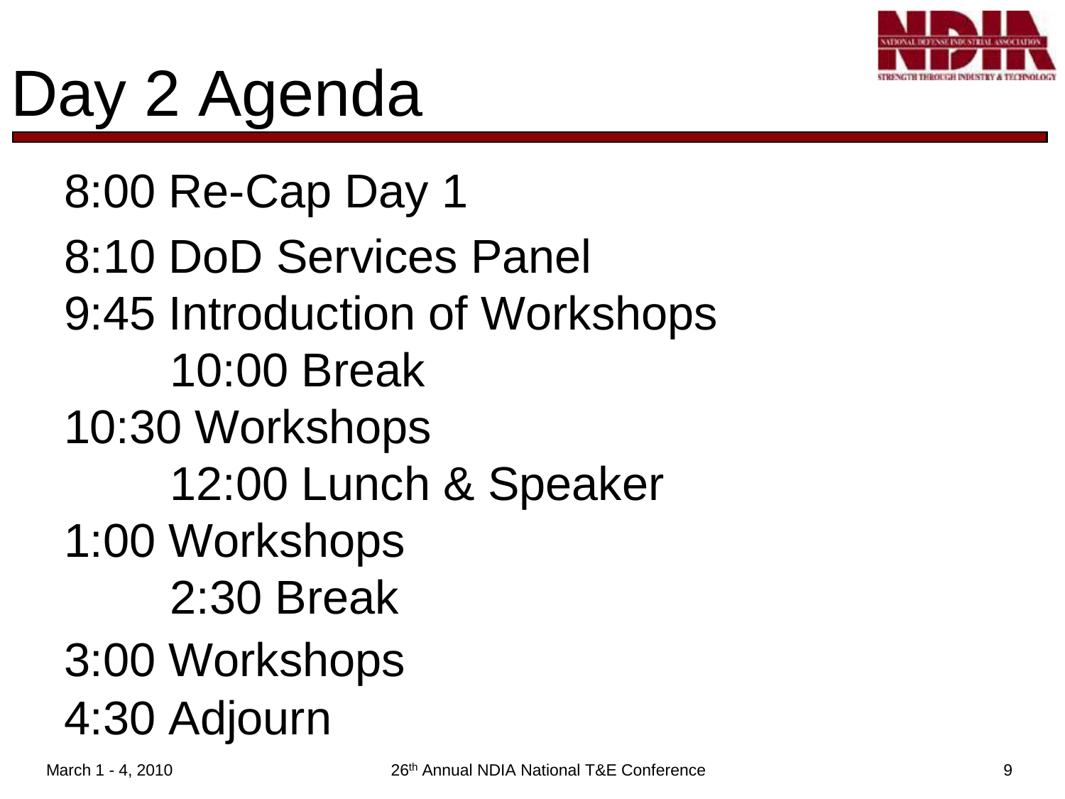# Day 2 Agenda

- 8:00 Re-Cap Day 1
- 8:10 DoD Services Panel
- 9:45 Introduction of Workshops
  - 10:00 Break
- 10:30 Workshops
  - 12:00 Lunch & Speaker
- 1:00 Workshops
  - 2:30 Break
- 3:00 Workshops
- 4:30 Adjourn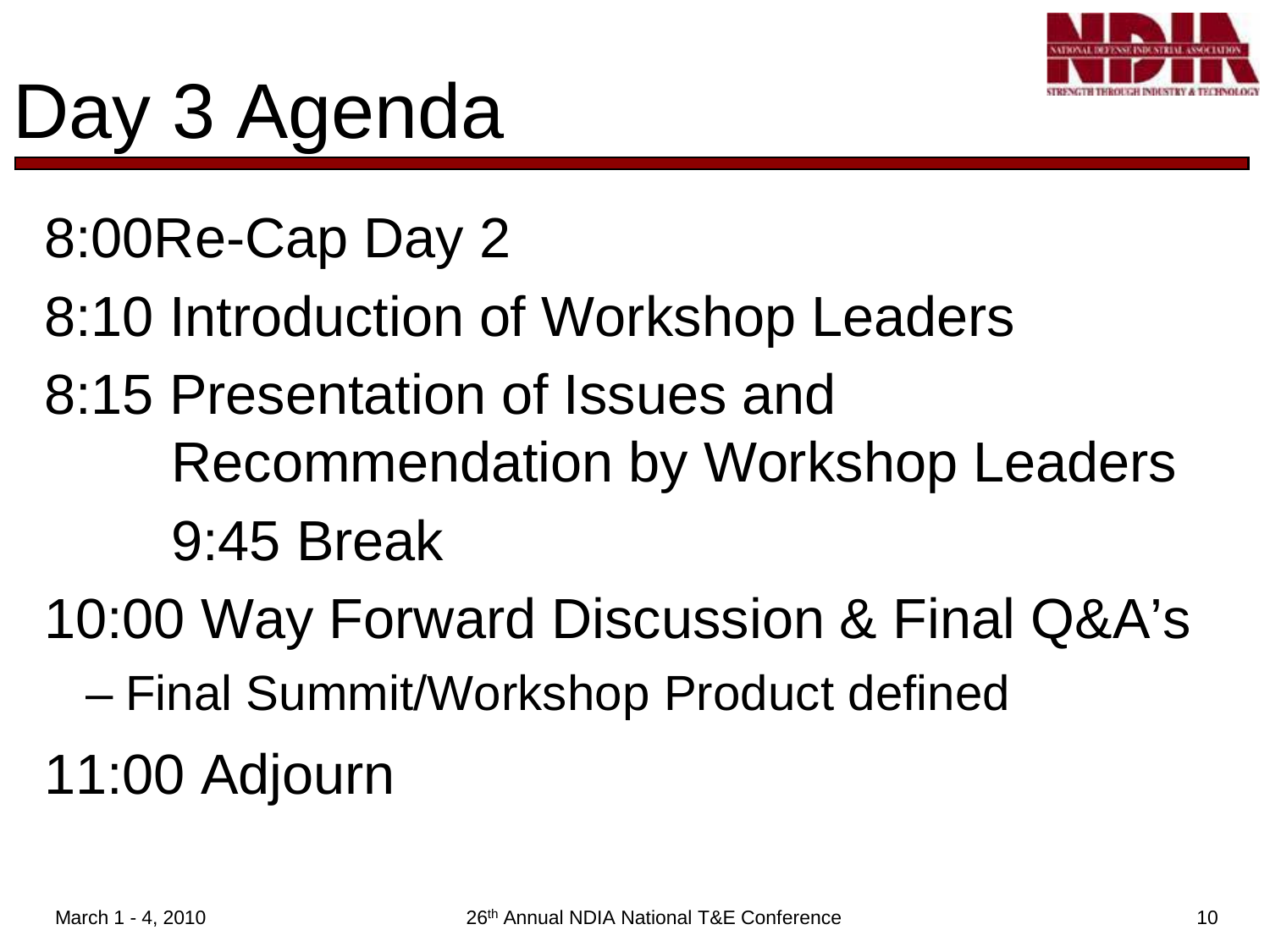# Day 3 Agenda

- 8:00Re-Cap Day 2
- 8:10 Introduction of Workshop Leaders
- 8:15 Presentation of Issues and Recommendation by Workshop Leaders
  - 9:45 Break
- 10:00 Way Forward Discussion & Final Q&A's
  - – Final Summit/Workshop Product defined
- 11:00 Adjourn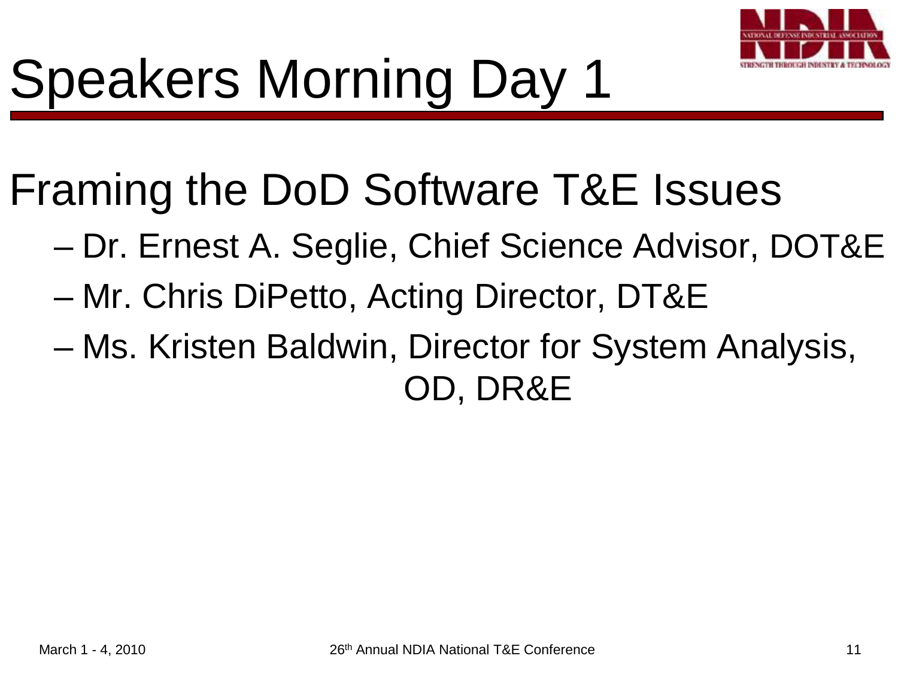# Speakers Morning Day 1

## Framing the DoD Software T&E Issues

- Dr. Ernest A. Seglie, Chief Science Advisor, DOT&E
- Mr. Chris DiPetto, Acting Director, DT&E
- Ms. Kristen Baldwin, Director for System Analysis, OD, DR&E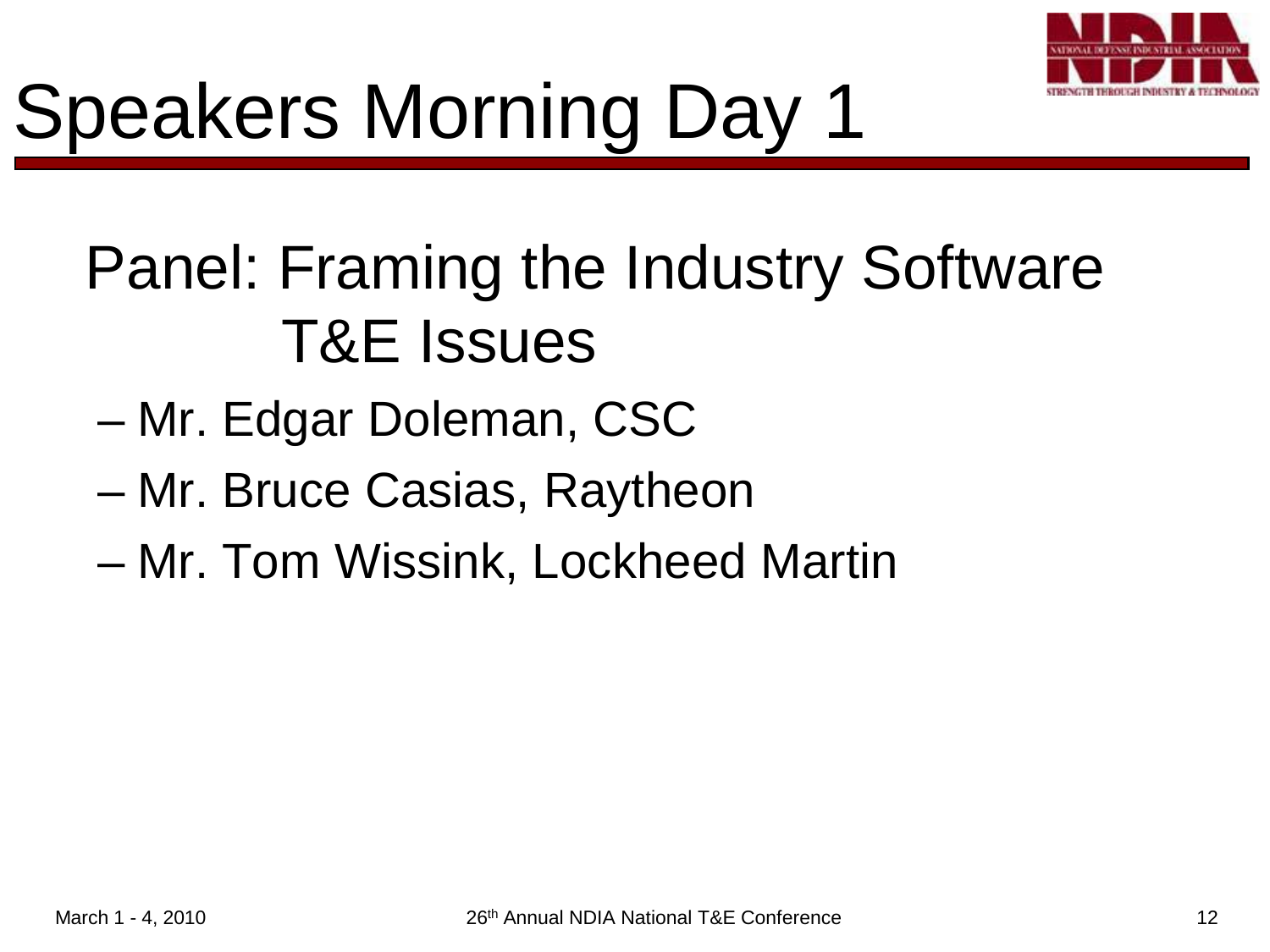# Speakers Morning Day 1

## Panel: Framing the Industry Software T&E Issues

- Mr. Edgar Doleman, CSC
- Mr. Bruce Casias, Raytheon
- Mr. Tom Wissink, Lockheed Martin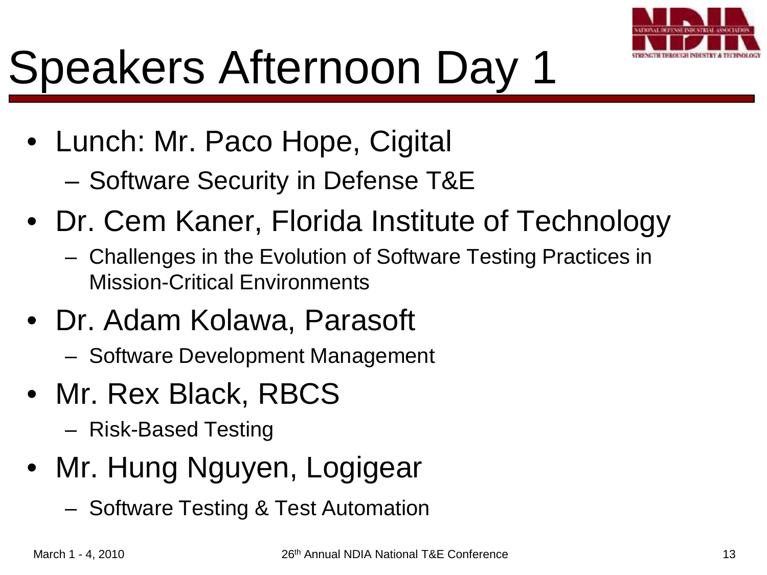# Speakers Afternoon Day 1

- Lunch: Mr. Paco Hope, Cigital
  - Software Security in Defense T&E
- Dr. Cem Kaner, Florida Institute of Technology
  - Challenges in the Evolution of Software Testing Practices in Mission-Critical Environments
- Dr. Adam Kolawa, Parasoft
  - Software Development Management
- Mr. Rex Black, RBCS
  - Risk-Based Testing
- Mr. Hung Nguyen, Logigear
  - Software Testing & Test Automation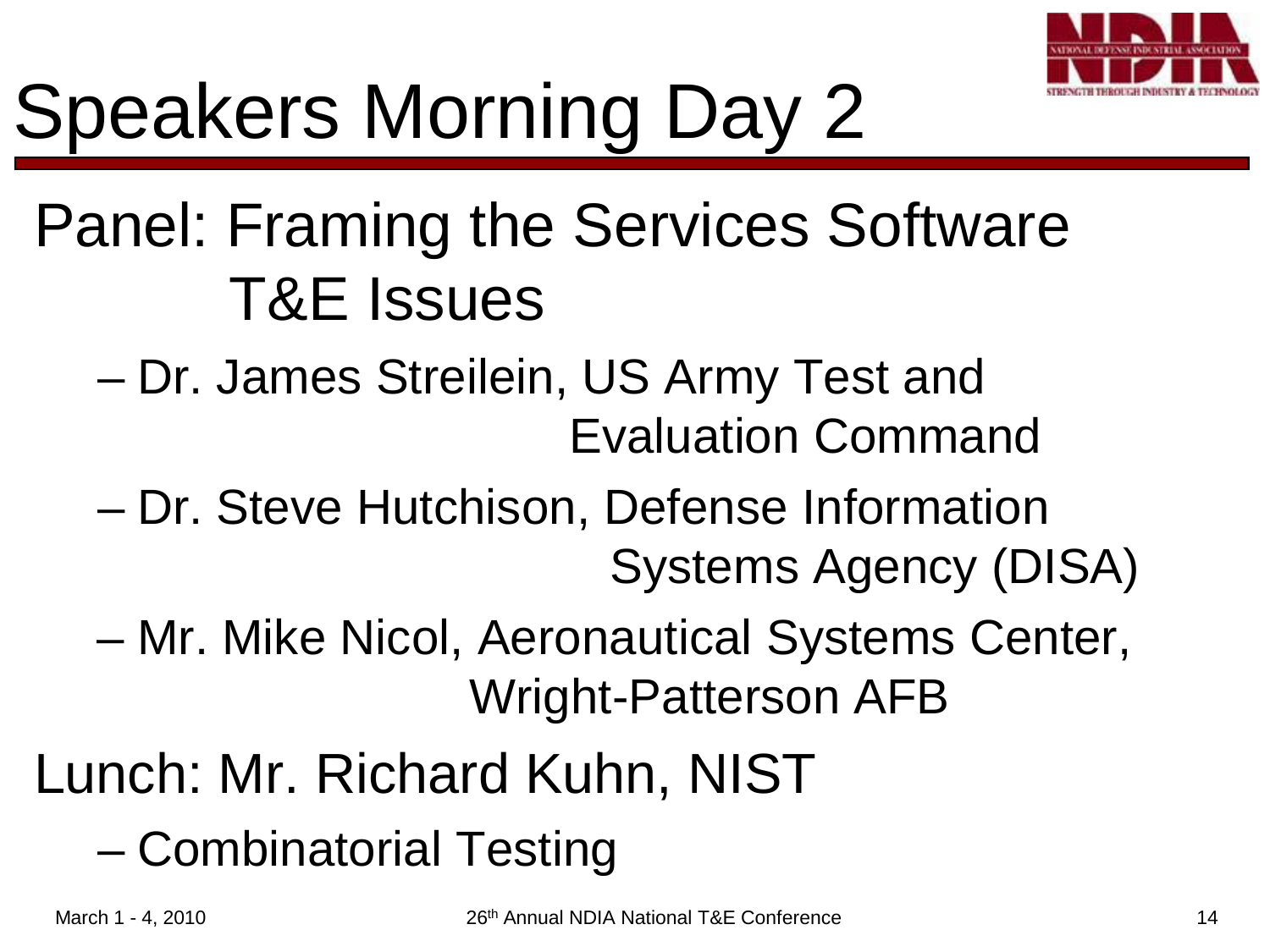# Speakers Morning Day 2

- Panel: Framing the Services Software T&E Issues
  - Dr. James Streilein, US Army Test and Evaluation Command
  - Dr. Steve Hutchison, Defense Information Systems Agency (DISA)
  - Mr. Mike Nicol, Aeronautical Systems Center, Wright-Patterson AFB
- Lunch: Mr. Richard Kuhn, NIST
  - Combinatorial Testing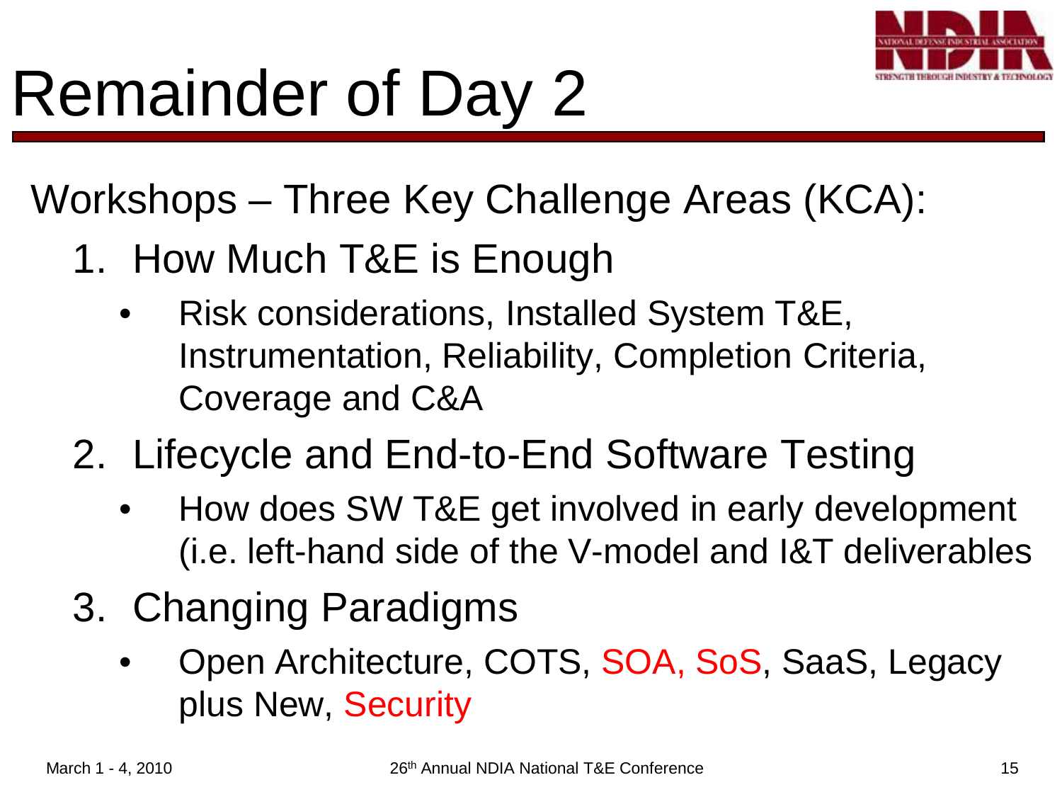# Remainder of Day 2

Workshops – Three Key Challenge Areas (KCA):

1. How Much T&E is Enough
   - Risk considerations, Installed System T&E, Instrumentation, Reliability, Completion Criteria, Coverage and C&A
2. Lifecycle and End-to-End Software Testing
   - How does SW T&E get involved in early development (i.e. left-hand side of the V-model and I&T deliverables
3. Changing Paradigms
   - Open Architecture, COTS, SOA, SoS, SaaS, Legacy plus New, Security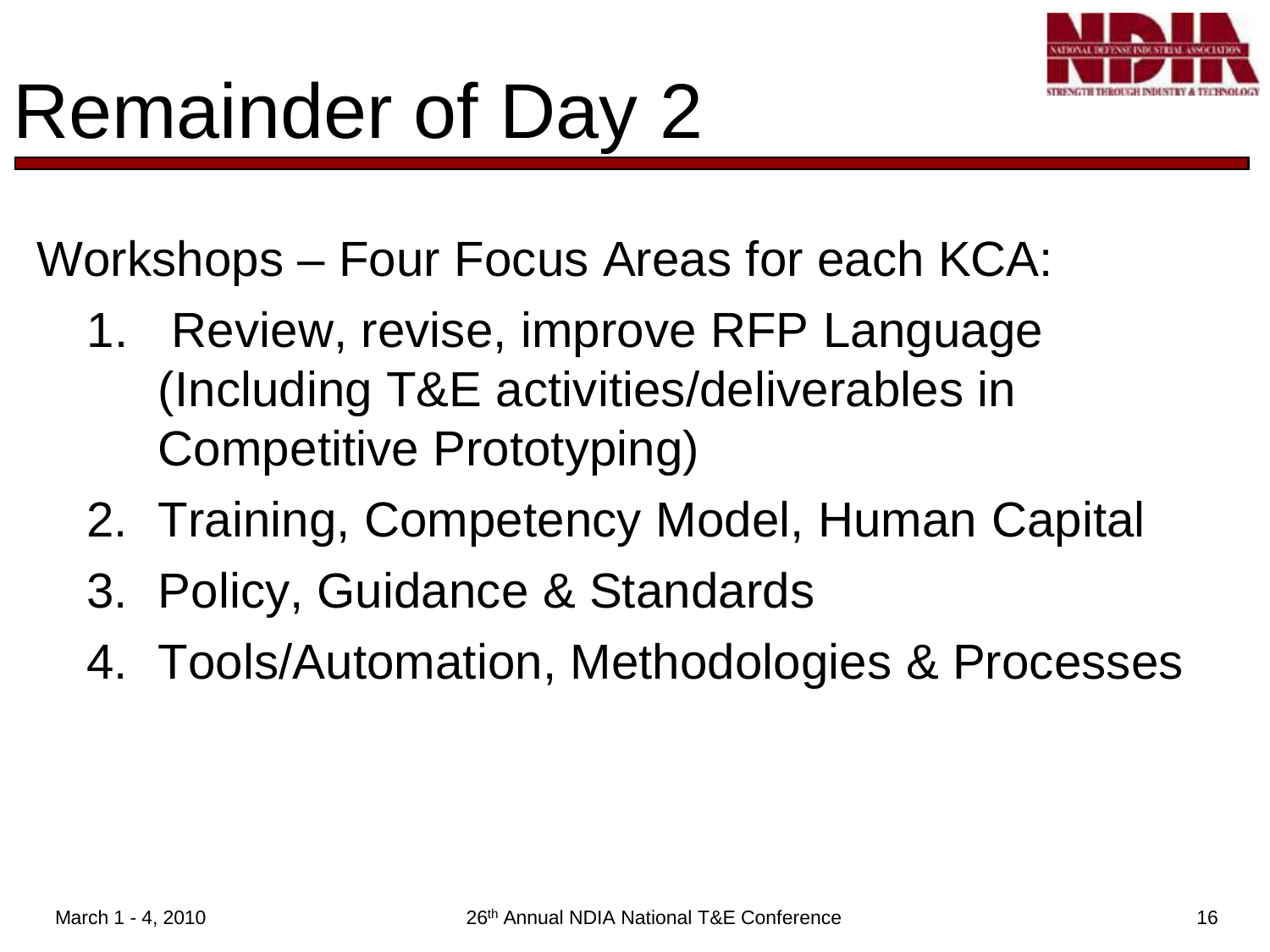# Remainder of Day 2

Workshops – Four Focus Areas for each KCA:

1. Review, revise, improve RFP Language (Including T&E activities/deliverables in Competitive Prototyping)
2. Training, Competency Model, Human Capital
3. Policy, Guidance & Standards
4. Tools/Automation, Methodologies & Processes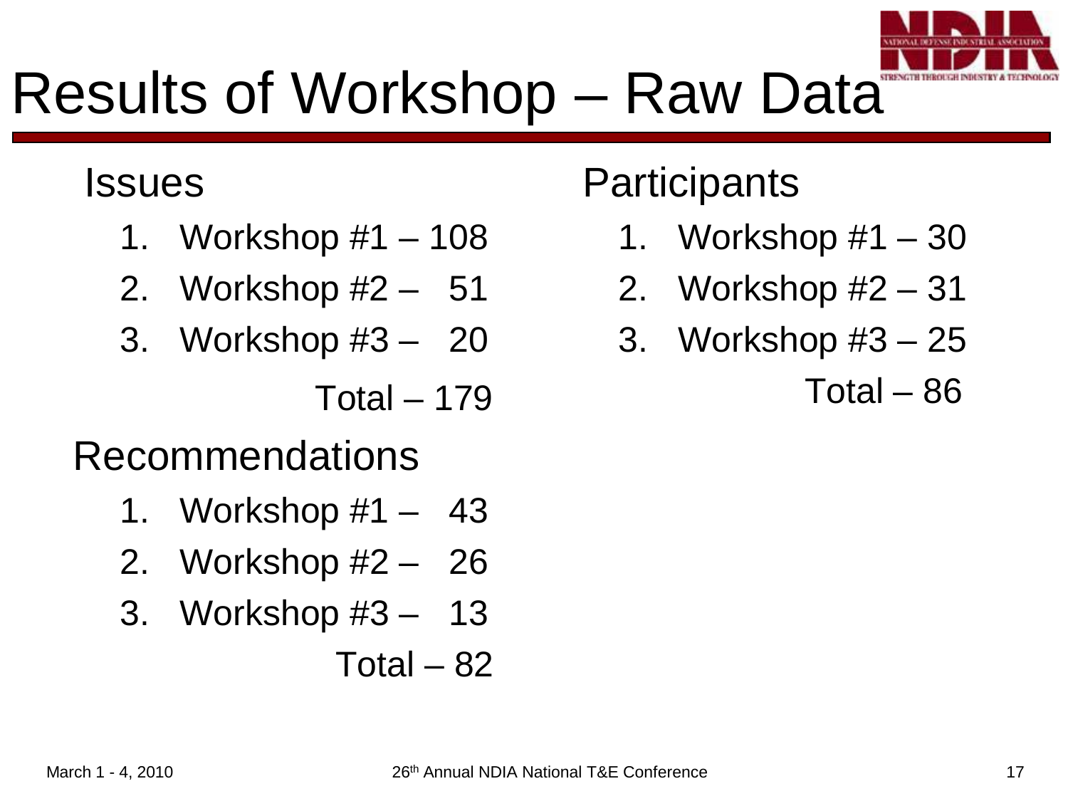# Results of Workshop – Raw Data

## Issues

1. Workshop #1 – 108
2. Workshop #2 – 51
3. Workshop #3 – 20

Total – 179

## Recommendations

1. Workshop #1 – 43
2. Workshop #2 – 26
3. Workshop #3 – 13

Total – 82

## Participants

1. Workshop #1 – 30
2. Workshop #2 – 31
3. Workshop #3 – 25

Total – 86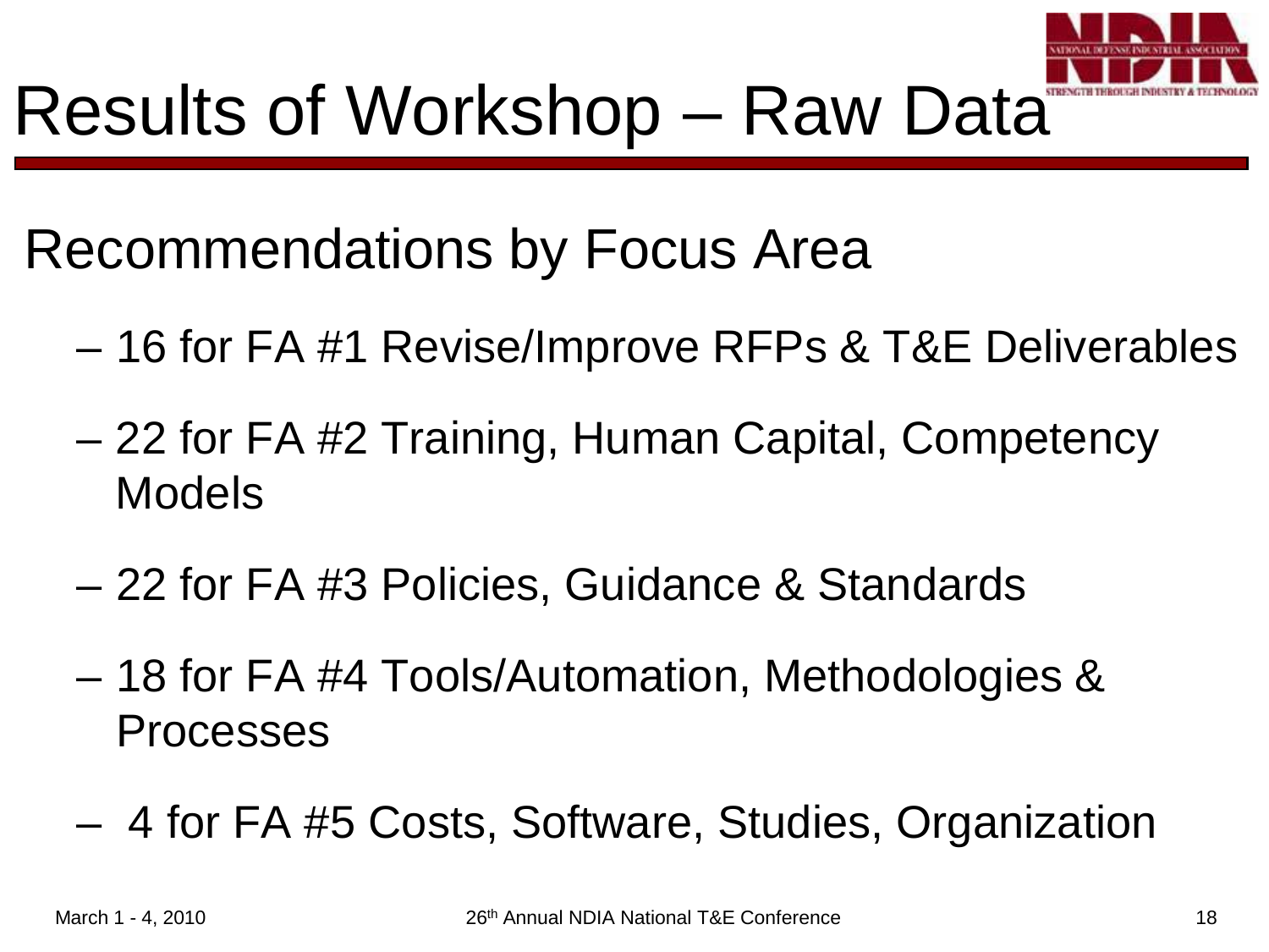# Results of Workshop – Raw Data

## Recommendations by Focus Area

- 16 for FA #1 Revise/Improve RFPs & T&E Deliverables
- 22 for FA #2 Training, Human Capital, Competency Models
- 22 for FA #3 Policies, Guidance & Standards
- 18 for FA #4 Tools/Automation, Methodologies & Processes
- 4 for FA #5 Costs, Software, Studies, Organization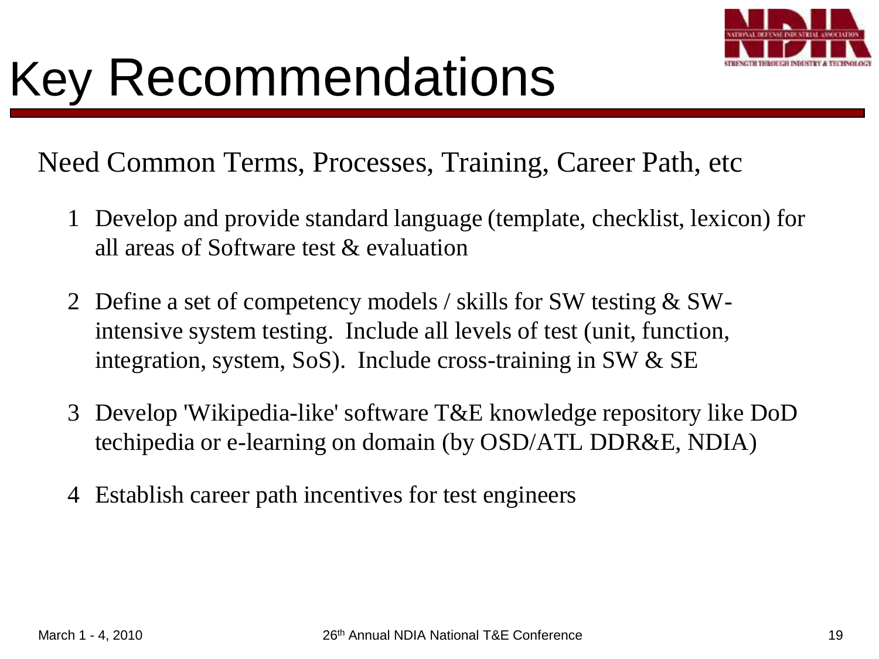# Key Recommendations

Need Common Terms, Processes, Training, Career Path, etc

1. Develop and provide standard language (template, checklist, lexicon) for all areas of Software test & evaluation
2. Define a set of competency models / skills for SW testing & SW-intensive system testing. Include all levels of test (unit, function, integration, system, SoS). Include cross-training in SW & SE
3. Develop 'Wikipedia-like' software T&E knowledge repository like DoD techipedia or e-learning on domain (by OSD/ATL DDR&E, NDIA)
4. Establish career path incentives for test engineers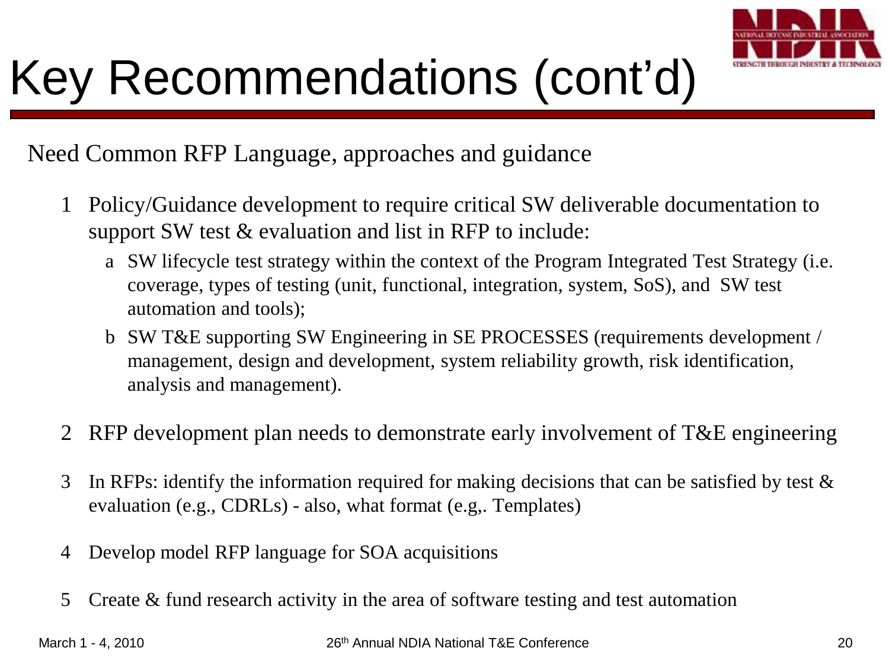# Key Recommendations (cont'd)

Need Common RFP Language, approaches and guidance

1. Policy/Guidance development to require critical SW deliverable documentation to support SW test & evaluation and list in RFP to include:
   - a. SW lifecycle test strategy within the context of the Program Integrated Test Strategy (i.e. coverage, types of testing (unit, functional, integration, system, SoS), and SW test automation and tools);
   - b. SW T&E supporting SW Engineering in SE PROCESSES (requirements development / management, design and development, system reliability growth, risk identification, analysis and management).
2. RFP development plan needs to demonstrate early involvement of T&E engineering
3. In RFPs: identify the information required for making decisions that can be satisfied by test & evaluation (e.g., CDRLs) - also, what format (e.g,. Templates)
4. Develop model RFP language for SOA acquisitions
5. Create & fund research activity in the area of software testing and test automation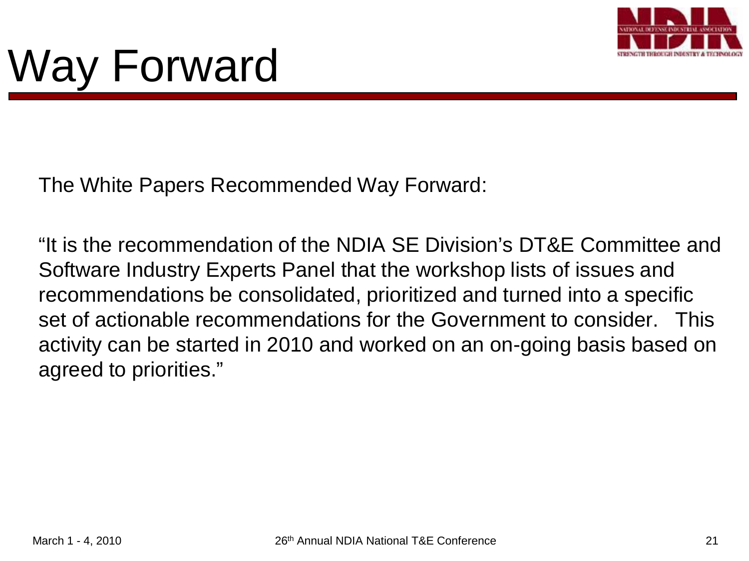# Way Forward

The White Papers Recommended Way Forward:

"It is the recommendation of the NDIA SE Division's DT&E Committee and Software Industry Experts Panel that the workshop lists of issues and recommendations be consolidated, prioritized and turned into a specific set of actionable recommendations for the Government to consider. This activity can be started in 2010 and worked on an on-going basis based on agreed to priorities."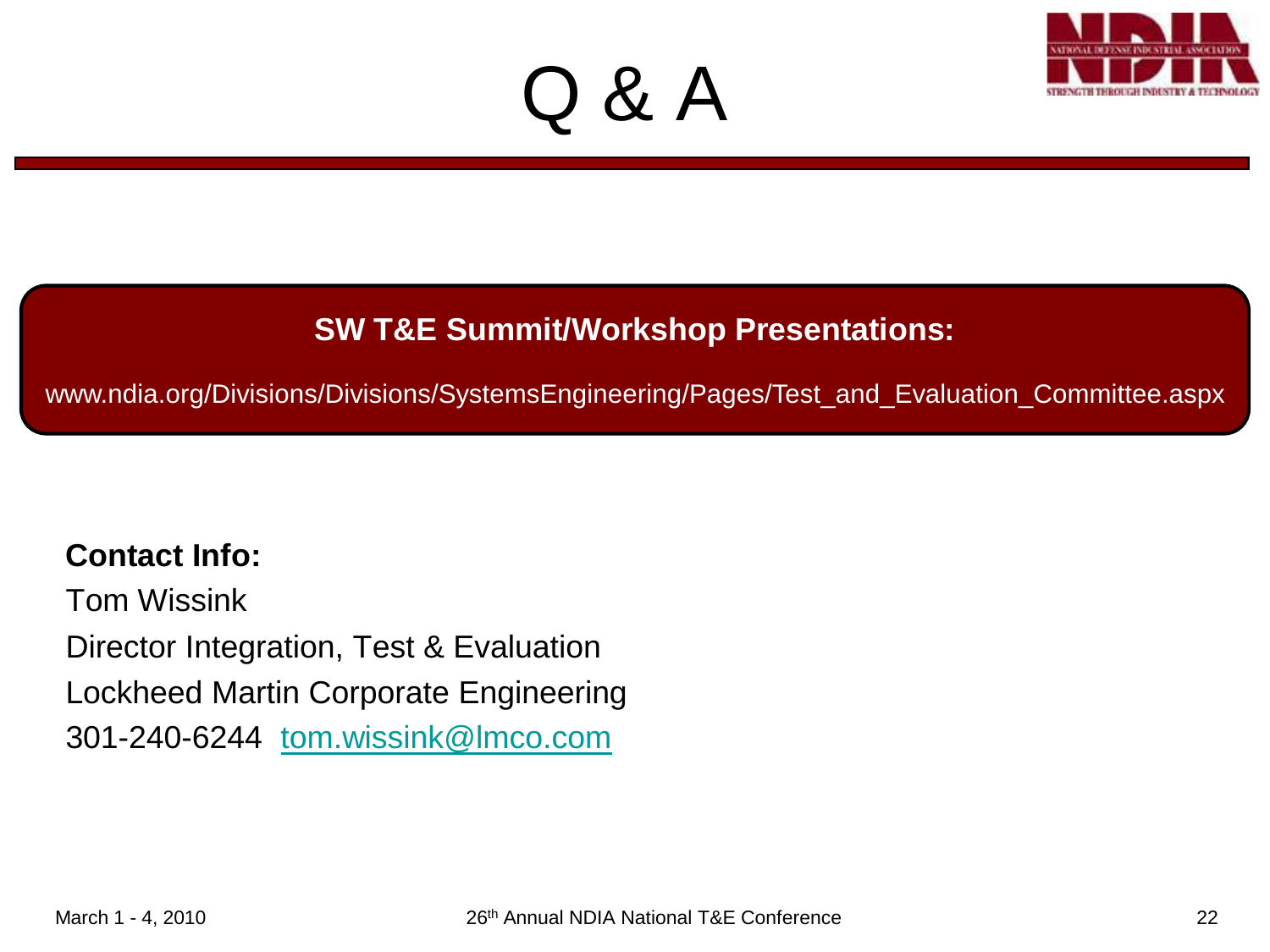# Q & A

**SW T&E Summit/Workshop Presentations:**

www.ndia.org/Divisions/Divisions/SystemsEngineering/Pages/Test_and_Evaluation_Committee.aspx

**Contact Info:**

Tom Wissink

Director Integration, Test & Evaluation

Lockheed Martin Corporate Engineering

301-240-6244 tom.wissink@lmco.com